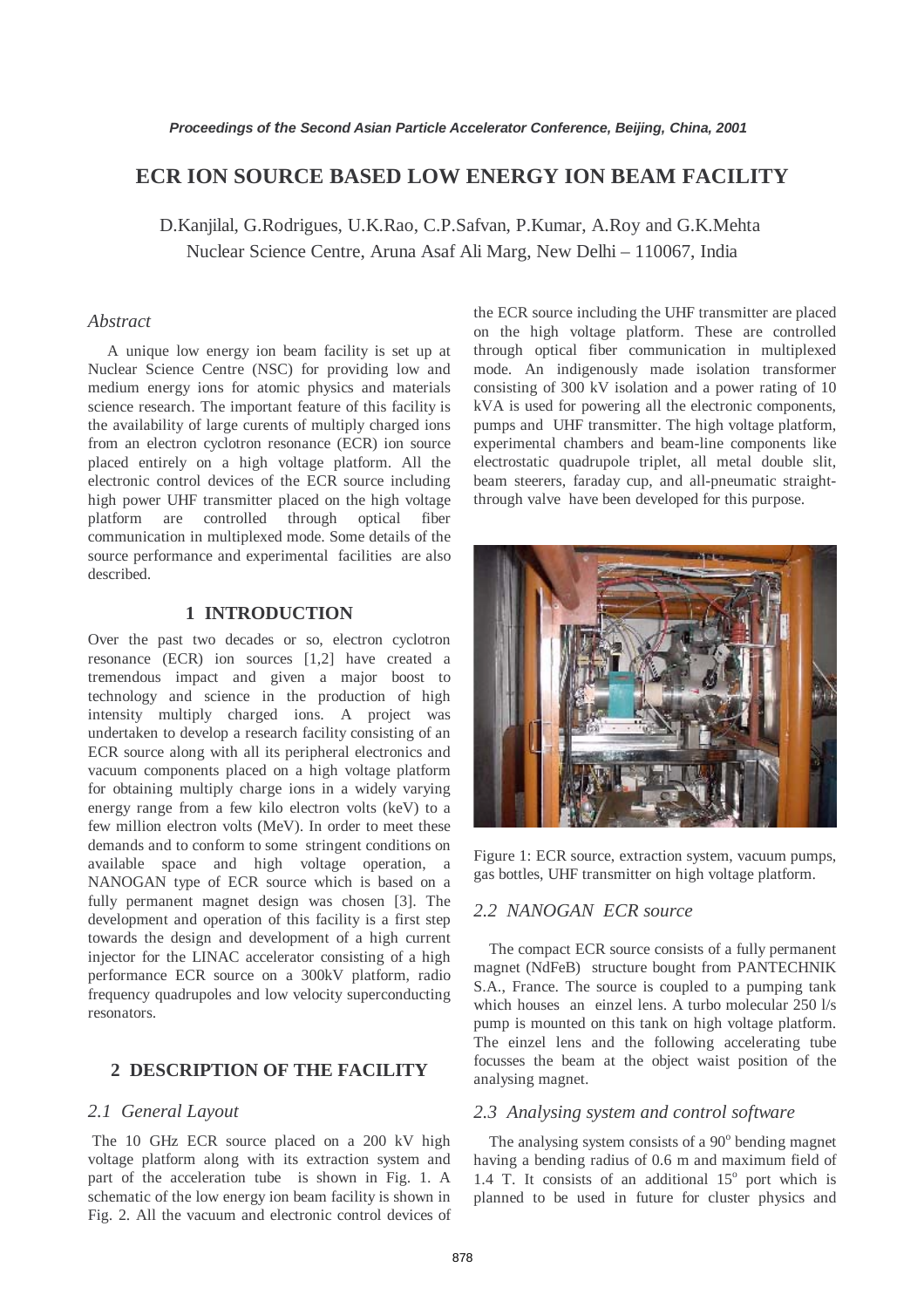# ECR ION SOURCE BASED LOW ENERGY ION BEAM FACILITY

D.Kanjilal, G.Rodrigues, U.K.Rao, C.P.Safvan, P.Kumar, A.Roy and G.K.Mehta
Nuclear Science Centre, Aruna Asaf Ali Marg, New Delhi – 110067, India

## *Abstract*

A unique low energy ion beam facility is set up at Nuclear Science Centre (NSC) for providing low and medium energy ions for atomic physics and materials science research. The important feature of this facility is the availability of large curents of multiply charged ions from an electron cyclotron resonance (ECR) ion source placed entirely on a high voltage platform. All the electronic control devices of the ECR source including high power UHF transmitter placed on the high voltage platform are controlled through optical fiber communication in multiplexed mode. Some details of the source performance and experimental facilities are also described.

## 1 INTRODUCTION

Over the past two decades or so, electron cyclotron resonance (ECR) ion sources [1,2] have created a tremendous impact and given a major boost to technology and science in the production of high intensity multiply charged ions. A project was undertaken to develop a research facility consisting of an ECR source along with all its peripheral electronics and vacuum components placed on a high voltage platform for obtaining multiply charge ions in a widely varying energy range from a few kilo electron volts (keV) to a few million electron volts (MeV). In order to meet these demands and to conform to some stringent conditions on available space and high voltage operation, a NANOGAN type of ECR source which is based on a fully permanent magnet design was chosen [3]. The development and operation of this facility is a first step towards the design and development of a high current injector for the LINAC accelerator consisting of a high performance ECR source on a 300kV platform, radio frequency quadrupoles and low velocity superconducting resonators.

## 2 DESCRIPTION OF THE FACILITY

### *2.1 General Layout*

The 10 GHz ECR source placed on a 200 kV high voltage platform along with its extraction system and part of the acceleration tube is shown in Fig. 1. A schematic of the low energy ion beam facility is shown in Fig. 2. All the vacuum and electronic control devices of the ECR source including the UHF transmitter are placed on the high voltage platform. These are controlled through optical fiber communication in multiplexed mode. An indigenously made isolation transformer consisting of 300 kV isolation and a power rating of 10 kVA is used for powering all the electronic components, pumps and UHF transmitter. The high voltage platform, experimental chambers and beam-line components like electrostatic quadrupole triplet, all metal double slit, beam steerers, faraday cup, and all-pneumatic straight-through valve have been developed for this purpose.

Figure 1: ECR source, extraction system, vacuum pumps, gas bottles, UHF transmitter on high voltage platform.

### *2.2 NANOGAN ECR source*

The compact ECR source consists of a fully permanent magnet (NdFeB) structure bought from PANTECHNIK S.A., France. The source is coupled to a pumping tank which houses an einzel lens. A turbo molecular 250 l/s pump is mounted on this tank on high voltage platform. The einzel lens and the following accelerating tube focusses the beam at the object waist position of the analysing magnet.

### *2.3 Analysing system and control software*

The analysing system consists of a 90$^{o}$ bending magnet having a bending radius of 0.6 m and maximum field of 1.4 T. It consists of an additional 15$^{o}$ port which is planned to be used in future for cluster physics and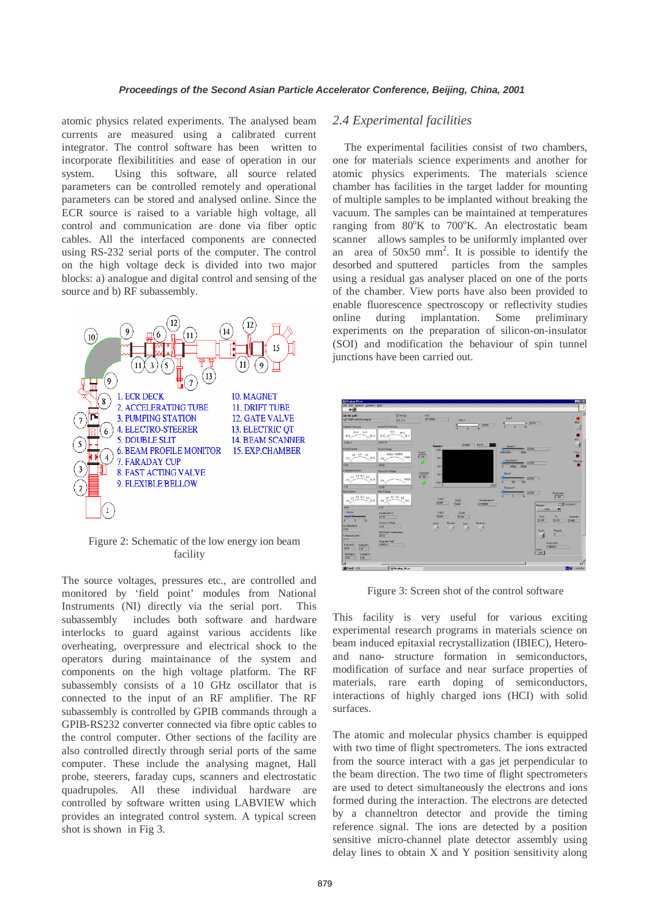atomic physics related experiments. The analysed beam currents are measured using a calibrated current integrator. The control software has been written to incorporate flexibilitities and ease of operation in our system. Using this software, all source related parameters can be controlled remotely and operational parameters can be stored and analysed online. Since the ECR source is raised to a variable high voltage, all control and communication are done via fiber optic cables. All the interfaced components are connected using RS-232 serial ports of the computer. The control on the high voltage deck is divided into two major blocks: a) analogue and digital control and sensing of the source and b) RF subassembly.

Figure 2: Schematic of the low energy ion beam facility

The source voltages, pressures etc., are controlled and monitored by 'field point' modules from National Instruments (NI) directly via the serial port. This subassembly includes both software and hardware interlocks to guard against various accidents like overheating, overpressure and electrical shock to the operators during maintainance of the system and components on the high voltage platform. The RF subassembly consists of a 10 GHz oscillator that is connected to the input of an RF amplifier. The RF subassembly is controlled by GPIB commands through a GPIB-RS232 converter connected via fibre optic cables to the control computer. Other sections of the facility are also controlled directly through serial ports of the same computer. These include the analysing magnet, Hall probe, steerers, faraday cups, scanners and electrostatic quadrupoles. All these individual hardware are controlled by software written using LABVIEW which provides an integrated control system. A typical screen shot is shown in Fig 3.

## *2.4 Experimental facilities*

The experimental facilities consist of two chambers, one for materials science experiments and another for atomic physics experiments. The materials science chamber has facilities in the target ladder for mounting of multiple samples to be implanted without breaking the vacuum. The samples can be maintained at temperatures ranging from 80°K to 700°K. An electrostatic beam scanner allows samples to be uniformly implanted over an area of 50x50 $mm^2$. It is possible to identify the desorbed and sputtered particles from the samples using a residual gas analyser placed on one of the ports of the chamber. View ports have also been provided to enable fluorescence spectroscopy or reflectivity studies online during implantation. Some preliminary experiments on the preparation of silicon-on-insulator (SOI) and modification the behaviour of spin tunnel junctions have been carried out.

Figure 3: Screen shot of the control software

This facility is very useful for various exciting experimental research programs in materials science on beam induced epitaxial recrystallization (IBIEC), Hetero- and nano- structure formation in semiconductors, modification of surface and near surface properties of materials, rare earth doping of semiconductors, interactions of highly charged ions (HCI) with solid surfaces.

The atomic and molecular physics chamber is equipped with two time of flight spectrometers. The ions extracted from the source interact with a gas jet perpendicular to the beam direction. The two time of flight spectrometers are used to detect simultaneously the electrons and ions formed during the interaction. The electrons are detected by a channeltron detector and provide the timing reference signal. The ions are detected by a position sensitive micro-channel plate detector assembly using delay lines to obtain X and Y position sensitivity along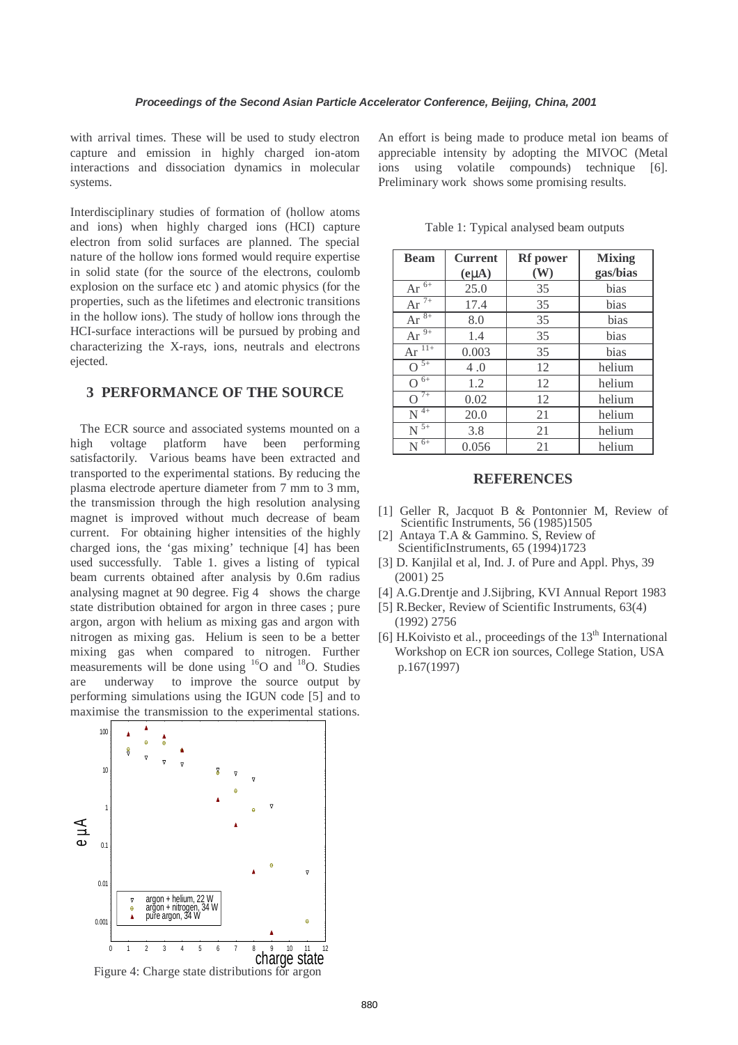with arrival times. These will be used to study electron capture and emission in highly charged ion-atom interactions and dissociation dynamics in molecular systems.

Interdisciplinary studies of formation of (hollow atoms and ions) when highly charged ions (HCI) capture electron from solid surfaces are planned. The special nature of the hollow ions formed would require expertise in solid state (for the source of the electrons, coulomb explosion on the surface etc ) and atomic physics (for the properties, such as the lifetimes and electronic transitions in the hollow ions). The study of hollow ions through the HCI-surface interactions will be pursued by probing and characterizing the X-rays, ions, neutrals and electrons ejected.

## 3 PERFORMANCE OF THE SOURCE

The ECR source and associated systems mounted on a high voltage platform have been performing satisfactorily. Various beams have been extracted and transported to the experimental stations. By reducing the plasma electrode aperture diameter from 7 mm to 3 mm, the transmission through the high resolution analysing magnet is improved without much decrease of beam current. For obtaining higher intensities of the highly charged ions, the 'gas mixing' technique [4] has been used successfully. Table 1. gives a listing of typical beam currents obtained after analysis by 0.6m radius analysing magnet at 90 degree. Fig 4 shows the charge state distribution obtained for argon in three cases ; pure argon, argon with helium as mixing gas and argon with nitrogen as mixing gas. Helium is seen to be a better mixing gas when compared to nitrogen. Further measurements will be done using $^{16}O$ and $^{18}O$. Studies are underway to improve the source output by performing simulations using the IGUN code [5] and to maximise the transmission to the experimental stations.

100
10
1
0.1
0.01
0.001

e μA

0 1 2 3 4 5 6 7 8 9 10 11 12

charge state

argon + helium, 22 W
argon + nitrogen, 34 W
pure argon, 34 W

Figure 4: Charge state distributions for argon

An effort is being made to produce metal ion beams of appreciable intensity by adopting the MIVOC (Metal ions using volatile compounds) technique [6]. Preliminary work shows some promising results.

Table 1: Typical analysed beam outputs

| Beam | Current (eμA) | Rf power (W) | Mixing gas/bias |
|---|---|---|---|
| $Ar^{6+}$ | 25.0 | 35 | bias |
| $Ar^{7+}$ | 17.4 | 35 | bias |
| $Ar^{8+}$ | 8.0 | 35 | bias |
| $Ar^{9+}$ | 1.4 | 35 | bias |
| $Ar^{11+}$ | 0.003 | 35 | bias |
| $O^{5+}$ | 4 .0 | 12 | helium |
| $O^{6+}$ | 1.2 | 12 | helium |
| $O^{7+}$ | 0.02 | 12 | helium |
| $N^{4+}$ | 20.0 | 21 | helium |
| $N^{5+}$ | 3.8 | 21 | helium |
| $N^{6+}$ | 0.056 | 21 | helium |

## REFERENCES

[1] Geller R, Jacquot B & Pontonnier M, Review of Scientific Instruments, 56 (1985)1505

[2] Antaya T.A & Gammino. S, Review of ScientificInstruments, 65 (1994)1723

[3] D. Kanjilal et al, Ind. J. of Pure and Appl. Phys, 39 (2001) 25

[4] A.G.Drentje and J.Sijbring, KVI Annual Report 1983

[5] R.Becker, Review of Scientific Instruments, 63(4) (1992) 2756

[6] H.Koivisto et al., proceedings of the 13th International Workshop on ECR ion sources, College Station, USA p.167(1997)